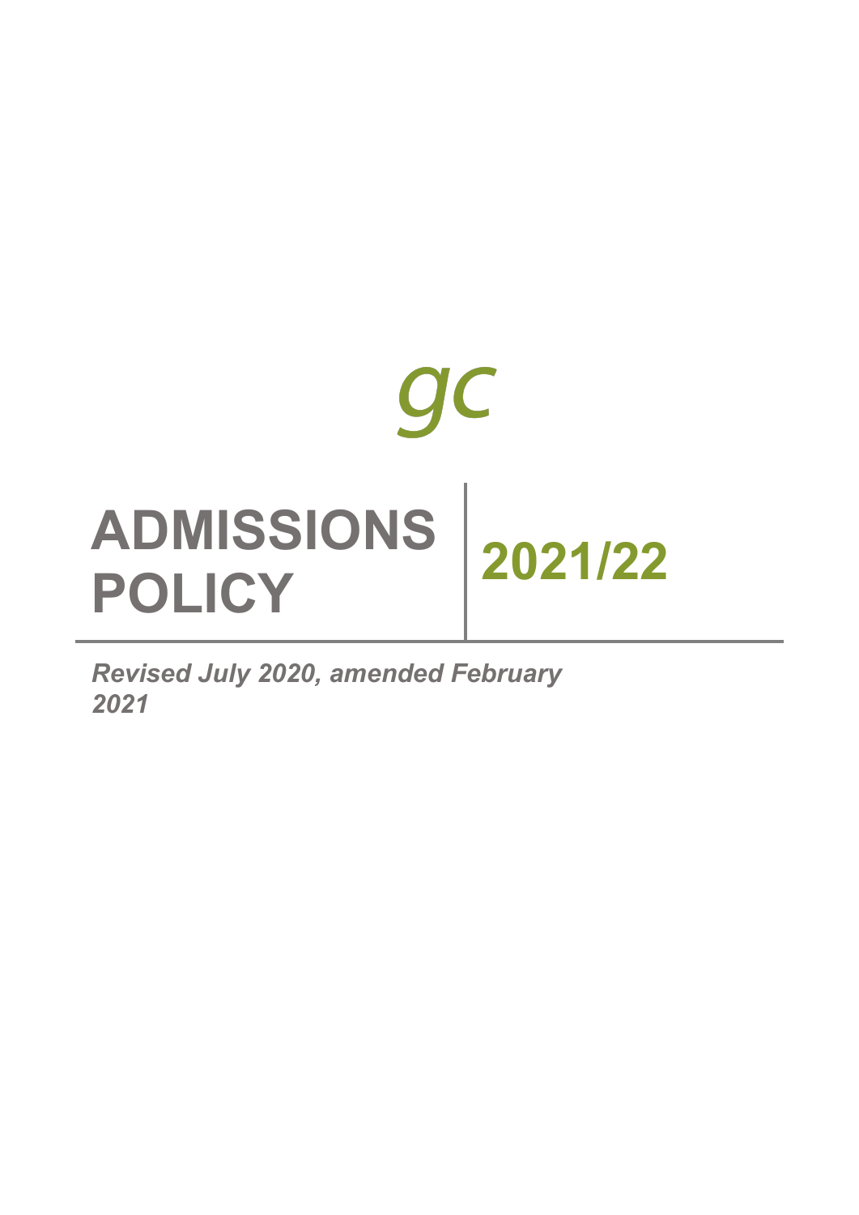gc

# ADMISSIONS POLICY

# 2021/22

*Revised July 2020, amended February 2021*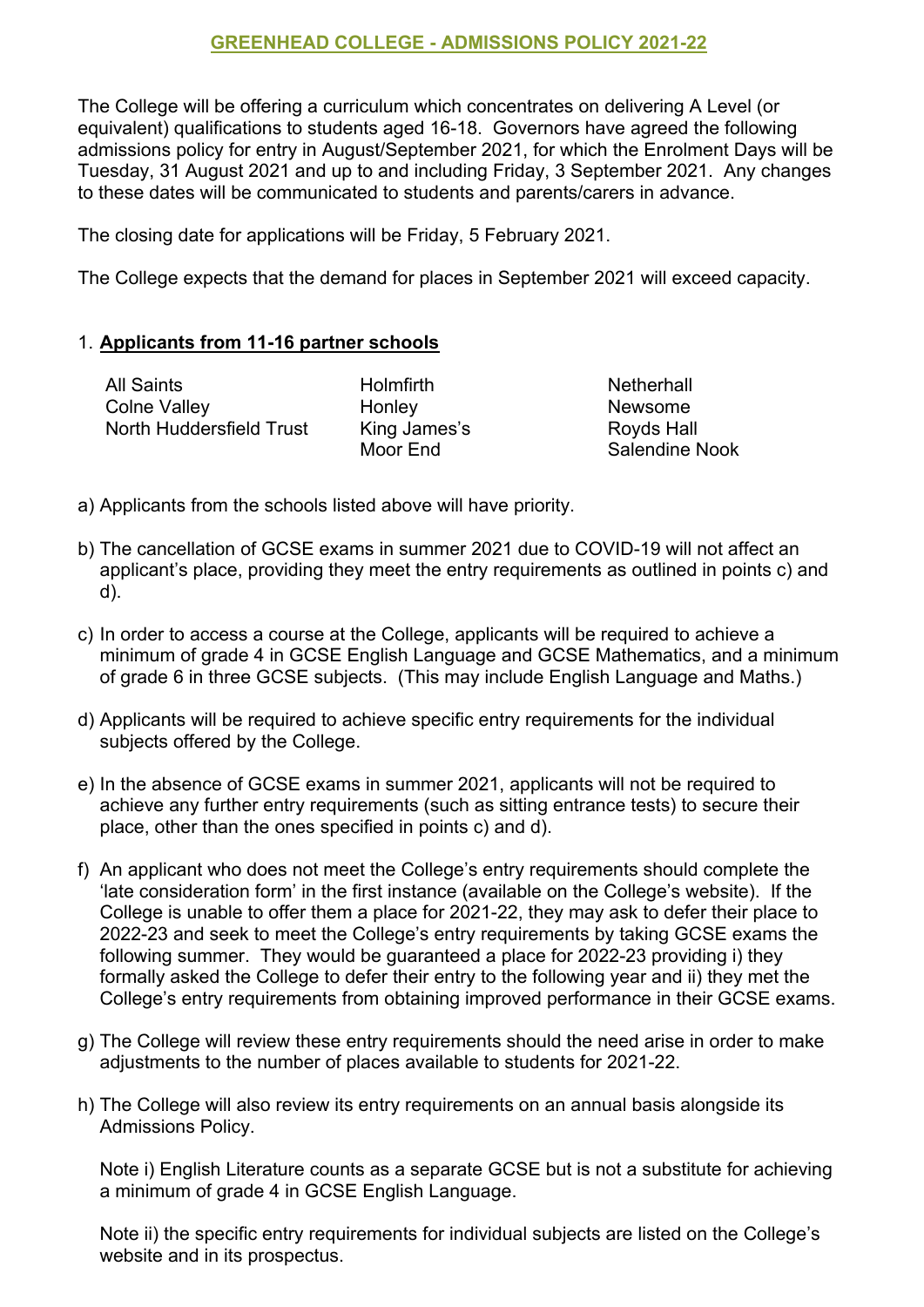# GREENHEAD COLLEGE - ADMISSIONS POLICY 2021-22

The College will be offering a curriculum which concentrates on delivering A Level (or equivalent) qualifications to students aged 16-18. Governors have agreed the following admissions policy for entry in August/September 2021, for which the Enrolment Days will be Tuesday, 31 August 2021 and up to and including Friday, 3 September 2021. Any changes to these dates will be communicated to students and parents/carers in advance.

The closing date for applications will be Friday, 5 February 2021.

The College expects that the demand for places in September 2021 will exceed capacity.

## 1. Applicants from 11-16 partner schools

| | | |
|---|---|---|
| All Saints | Holmfirth | Netherhall |
| Colne Valley | Honley | Newsome |
| North Huddersfield Trust | King James's | Royds Hall |
| | Moor End | Salendine Nook |

a) Applicants from the schools listed above will have priority.

b) The cancellation of GCSE exams in summer 2021 due to COVID-19 will not affect an applicant's place, providing they meet the entry requirements as outlined in points c) and d).

c) In order to access a course at the College, applicants will be required to achieve a minimum of grade 4 in GCSE English Language and GCSE Mathematics, and a minimum of grade 6 in three GCSE subjects. (This may include English Language and Maths.)

d) Applicants will be required to achieve specific entry requirements for the individual subjects offered by the College.

e) In the absence of GCSE exams in summer 2021, applicants will not be required to achieve any further entry requirements (such as sitting entrance tests) to secure their place, other than the ones specified in points c) and d).

f) An applicant who does not meet the College's entry requirements should complete the 'late consideration form' in the first instance (available on the College's website). If the College is unable to offer them a place for 2021-22, they may ask to defer their place to 2022-23 and seek to meet the College's entry requirements by taking GCSE exams the following summer. They would be guaranteed a place for 2022-23 providing i) they formally asked the College to defer their entry to the following year and ii) they met the College's entry requirements from obtaining improved performance in their GCSE exams.

g) The College will review these entry requirements should the need arise in order to make adjustments to the number of places available to students for 2021-22.

h) The College will also review its entry requirements on an annual basis alongside its Admissions Policy.

Note i) English Literature counts as a separate GCSE but is not a substitute for achieving a minimum of grade 4 in GCSE English Language.

Note ii) the specific entry requirements for individual subjects are listed on the College's website and in its prospectus.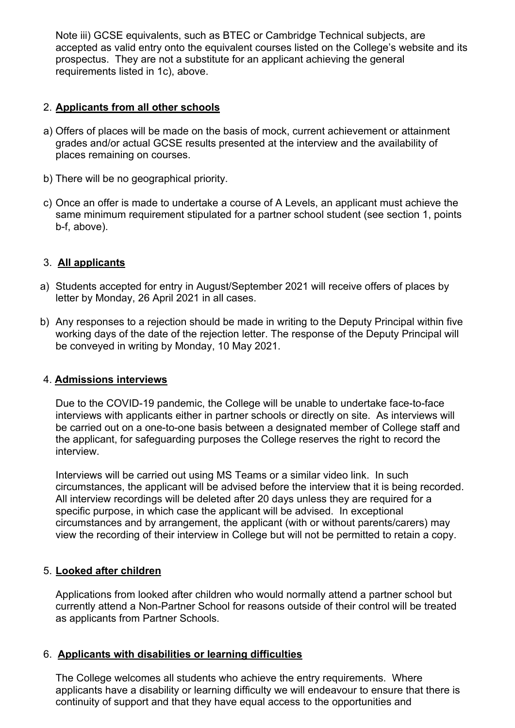Note iii) GCSE equivalents, such as BTEC or Cambridge Technical subjects, are accepted as valid entry onto the equivalent courses listed on the College's website and its prospectus. They are not a substitute for an applicant achieving the general requirements listed in 1c), above.

2. **Applicants from all other schools**

a) Offers of places will be made on the basis of mock, current achievement or attainment grades and/or actual GCSE results presented at the interview and the availability of places remaining on courses.

b) There will be no geographical priority.

c) Once an offer is made to undertake a course of A Levels, an applicant must achieve the same minimum requirement stipulated for a partner school student (see section 1, points b-f, above).

3. **All applicants**

a) Students accepted for entry in August/September 2021 will receive offers of places by letter by Monday, 26 April 2021 in all cases.

b) Any responses to a rejection should be made in writing to the Deputy Principal within five working days of the date of the rejection letter. The response of the Deputy Principal will be conveyed in writing by Monday, 10 May 2021.

4. **Admissions interviews**

Due to the COVID-19 pandemic, the College will be unable to undertake face-to-face interviews with applicants either in partner schools or directly on site. As interviews will be carried out on a one-to-one basis between a designated member of College staff and the applicant, for safeguarding purposes the College reserves the right to record the interview.

Interviews will be carried out using MS Teams or a similar video link. In such circumstances, the applicant will be advised before the interview that it is being recorded. All interview recordings will be deleted after 20 days unless they are required for a specific purpose, in which case the applicant will be advised. In exceptional circumstances and by arrangement, the applicant (with or without parents/carers) may view the recording of their interview in College but will not be permitted to retain a copy.

5. **Looked after children**

Applications from looked after children who would normally attend a partner school but currently attend a Non-Partner School for reasons outside of their control will be treated as applicants from Partner Schools.

6. **Applicants with disabilities or learning difficulties**

The College welcomes all students who achieve the entry requirements. Where applicants have a disability or learning difficulty we will endeavour to ensure that there is continuity of support and that they have equal access to the opportunities and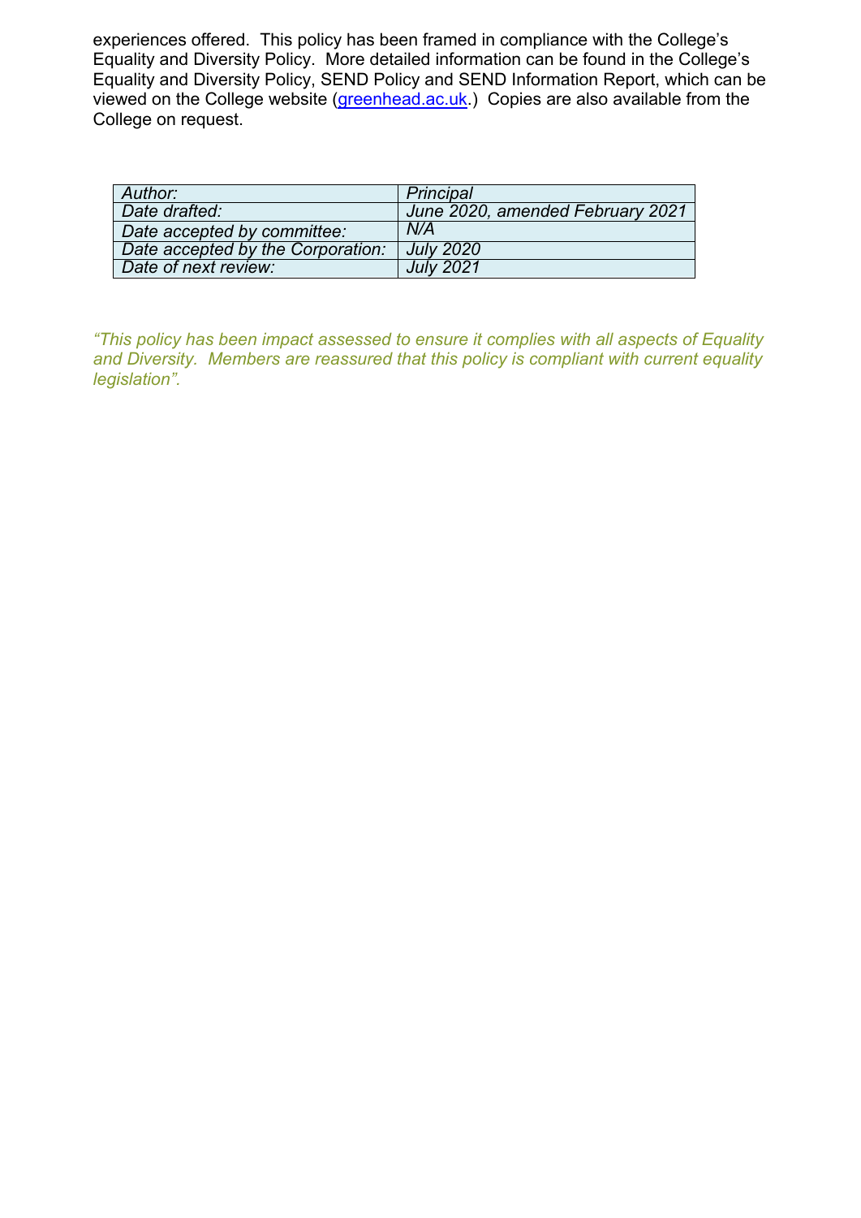experiences offered.  This policy has been framed in compliance with the College's Equality and Diversity Policy.  More detailed information can be found in the College's Equality and Diversity Policy, SEND Policy and SEND Information Report, which can be viewed on the College website (greenhead.ac.uk.)  Copies are also available from the College on request.

| | |
|---|---|
| *Author:* | *Principal* |
| *Date drafted:* | *June 2020, amended February 2021* |
| *Date accepted by committee:* | *N/A* |
| *Date accepted by the Corporation:* | *July 2020* |
| *Date of next review:* | *July 2021* |

*"This policy has been impact assessed to ensure it complies with all aspects of Equality and Diversity.  Members are reassured that this policy is compliant with current equality legislation".*